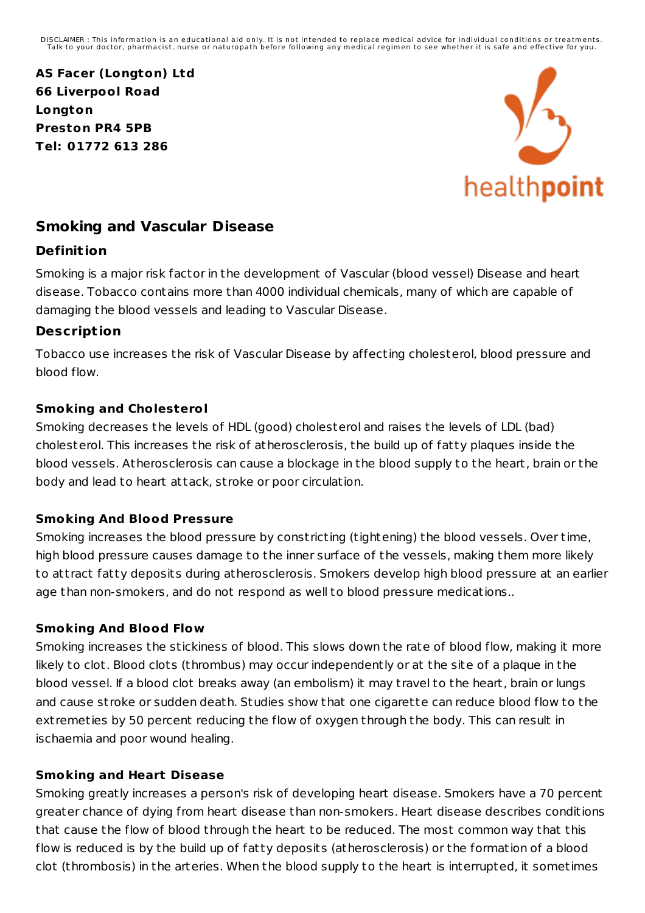DISCLAIMER : This information is an educational aid only. It is not intended to replace medical advice for individual conditions or treatments. Talk to your doctor, pharmacist, nurse or naturopath before following any medical regimen to see whether it is safe and effective for you.

**AS Facer (Longton) Ltd**
**66 Liverpool Road**
**Longton**
**Preston PR4 5PB**
**Tel: 01772 613 286**

healthpoint

## Smoking and Vascular Disease

### Definition

Smoking is a major risk factor in the development of Vascular (blood vessel) Disease and heart disease. Tobacco contains more than 4000 individual chemicals, many of which are capable of damaging the blood vessels and leading to Vascular Disease.

### Description

Tobacco use increases the risk of Vascular Disease by affecting cholesterol, blood pressure and blood flow.

#### Smoking and Cholesterol

Smoking decreases the levels of HDL (good) cholesterol and raises the levels of LDL (bad) cholesterol. This increases the risk of atherosclerosis, the build up of fatty plaques inside the blood vessels. Atherosclerosis can cause a blockage in the blood supply to the heart, brain or the body and lead to heart attack, stroke or poor circulation.

#### Smoking And Blood Pressure

Smoking increases the blood pressure by constricting (tightening) the blood vessels. Over time, high blood pressure causes damage to the inner surface of the vessels, making them more likely to attract fatty deposits during atherosclerosis. Smokers develop high blood pressure at an earlier age than non-smokers, and do not respond as well to blood pressure medications..

#### Smoking And Blood Flow

Smoking increases the stickiness of blood. This slows down the rate of blood flow, making it more likely to clot. Blood clots (thrombus) may occur independently or at the site of a plaque in the blood vessel. If a blood clot breaks away (an embolism) it may travel to the heart, brain or lungs and cause stroke or sudden death. Studies show that one cigarette can reduce blood flow to the extremeties by 50 percent reducing the flow of oxygen through the body. This can result in ischaemia and poor wound healing.

#### Smoking and Heart Disease

Smoking greatly increases a person's risk of developing heart disease. Smokers have a 70 percent greater chance of dying from heart disease than non-smokers. Heart disease describes conditions that cause the flow of blood through the heart to be reduced. The most common way that this flow is reduced is by the build up of fatty deposits (atherosclerosis) or the formation of a blood clot (thrombosis) in the arteries. When the blood supply to the heart is interrupted, it sometimes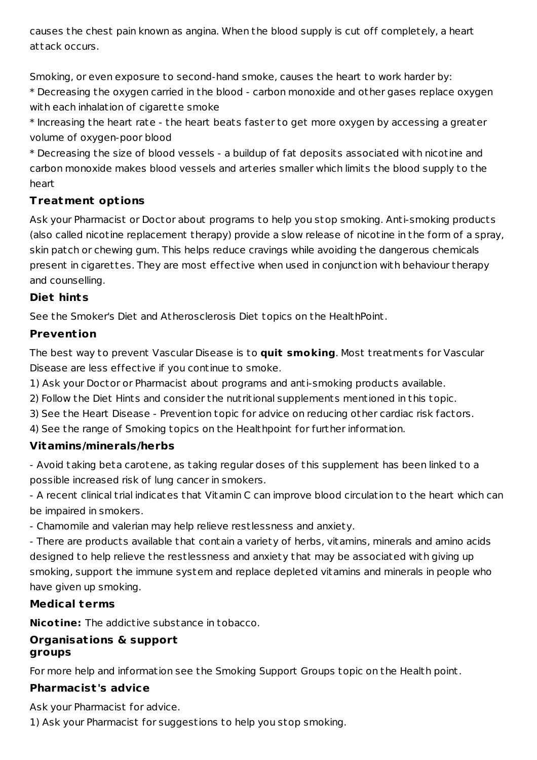causes the chest pain known as angina. When the blood supply is cut off completely, a heart attack occurs.

Smoking, or even exposure to second-hand smoke, causes the heart to work harder by:

* Decreasing the oxygen carried in the blood - carbon monoxide and other gases replace oxygen with each inhalation of cigarette smoke
* Increasing the heart rate - the heart beats faster to get more oxygen by accessing a greater volume of oxygen-poor blood
* Decreasing the size of blood vessels - a buildup of fat deposits associated with nicotine and carbon monoxide makes blood vessels and arteries smaller which limits the blood supply to the heart

### Treatment options

Ask your Pharmacist or Doctor about programs to help you stop smoking. Anti-smoking products (also called nicotine replacement therapy) provide a slow release of nicotine in the form of a spray, skin patch or chewing gum. This helps reduce cravings while avoiding the dangerous chemicals present in cigarettes. They are most effective when used in conjunction with behaviour therapy and counselling.

### Diet hints

See the Smoker's Diet and Atherosclerosis Diet topics on the HealthPoint.

### Prevention

The best way to prevent Vascular Disease is to **quit smoking**. Most treatments for Vascular Disease are less effective if you continue to smoke.

1) Ask your Doctor or Pharmacist about programs and anti-smoking products available.
2) Follow the Diet Hints and consider the nutritional supplements mentioned in this topic.
3) See the Heart Disease - Prevention topic for advice on reducing other cardiac risk factors.
4) See the range of Smoking topics on the Healthpoint for further information.

### Vitamins/minerals/herbs

- Avoid taking beta carotene, as taking regular doses of this supplement has been linked to a possible increased risk of lung cancer in smokers.
- A recent clinical trial indicates that Vitamin C can improve blood circulation to the heart which can be impaired in smokers.
- Chamomile and valerian may help relieve restlessness and anxiety.
- There are products available that contain a variety of herbs, vitamins, minerals and amino acids designed to help relieve the restlessness and anxiety that may be associated with giving up smoking, support the immune system and replace depleted vitamins and minerals in people who have given up smoking.

### Medical terms

**Nicotine:** The addictive substance in tobacco.

### Organisations & support groups

For more help and information see the Smoking Support Groups topic on the Health point.

### Pharmacist's advice

Ask your Pharmacist for advice.

1) Ask your Pharmacist for suggestions to help you stop smoking.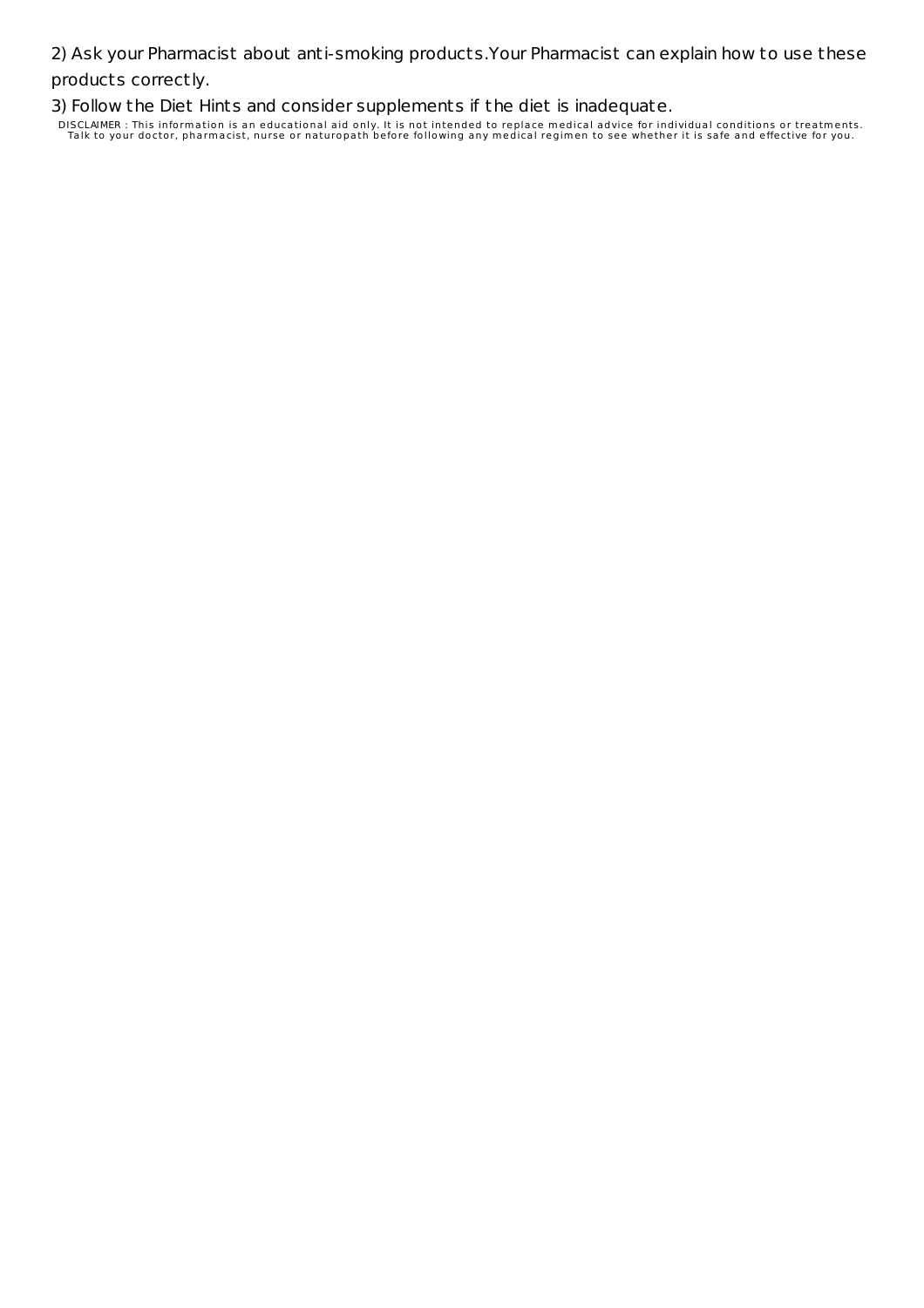2) Ask your Pharmacist about anti-smoking products.Your Pharmacist can explain how to use these products correctly.

3) Follow the Diet Hints and consider supplements if the diet is inadequate.

DISCLAIMER : This information is an educational aid only. It is not intended to replace medical advice for individual conditions or treatments. Talk to your doctor, pharmacist, nurse or naturopath before following any medical regimen to see whether it is safe and effective for you.